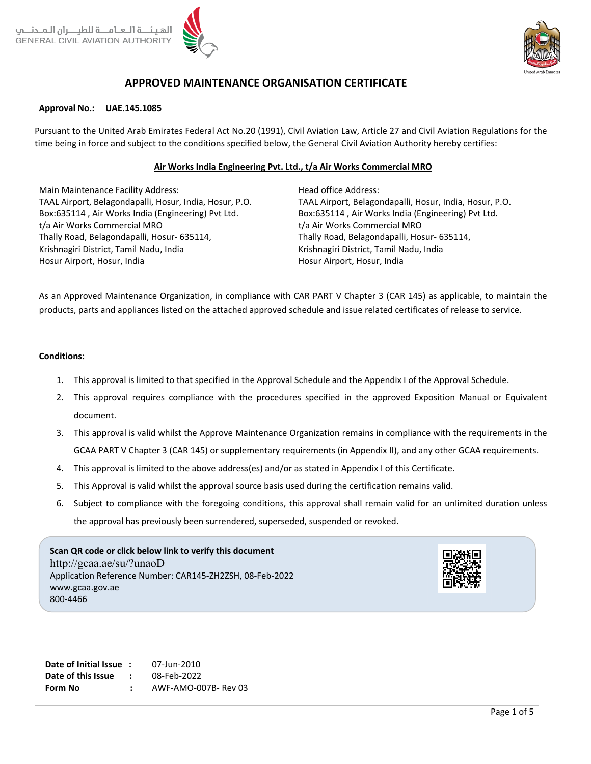الهيئـــة الـعـامـــة للطيـــران الـمـدنـــي
GENERAL CIVIL AVIATION AUTHORITY

# APPROVED MAINTENANCE ORGANISATION CERTIFICATE

**Approval No.: UAE.145.1085**

Pursuant to the United Arab Emirates Federal Act No.20 (1991), Civil Aviation Law, Article 27 and Civil Aviation Regulations for the time being in force and subject to the conditions specified below, the General Civil Aviation Authority hereby certifies:

**Air Works India Engineering Pvt. Ltd., t/a Air Works Commercial MRO**

| Main Maintenance Facility Address: | Head office Address: |
|---|---|
| TAAL Airport, Belagondapalli, Hosur, India, Hosur, P.O. Box:635114 , Air Works India (Engineering) Pvt Ltd. t/a Air Works Commercial MRO Thally Road, Belagondapalli, Hosur- 635114, Krishnagiri District, Tamil Nadu, India Hosur Airport, Hosur, India | TAAL Airport, Belagondapalli, Hosur, India, Hosur, P.O. Box:635114 , Air Works India (Engineering) Pvt Ltd. t/a Air Works Commercial MRO Thally Road, Belagondapalli, Hosur- 635114, Krishnagiri District, Tamil Nadu, India Hosur Airport, Hosur, India |

As an Approved Maintenance Organization, in compliance with CAR PART V Chapter 3 (CAR 145) as applicable, to maintain the products, parts and appliances listed on the attached approved schedule and issue related certificates of release to service.

**Conditions:**

1. This approval is limited to that specified in the Approval Schedule and the Appendix I of the Approval Schedule.
2. This approval requires compliance with the procedures specified in the approved Exposition Manual or Equivalent document.
3. This approval is valid whilst the Approve Maintenance Organization remains in compliance with the requirements in the GCAA PART V Chapter 3 (CAR 145) or supplementary requirements (in Appendix II), and any other GCAA requirements.
4. This approval is limited to the above address(es) and/or as stated in Appendix I of this Certificate.
5. This Approval is valid whilst the approval source basis used during the certification remains valid.
6. Subject to compliance with the foregoing conditions, this approval shall remain valid for an unlimited duration unless the approval has previously been surrendered, superseded, suspended or revoked.

**Scan QR code or click below link to verify this document**
http://gcaa.ae/su/?unaoD
Application Reference Number: CAR145-ZH2ZSH, 08-Feb-2022
www.gcaa.gov.ae
800-4466

| | | |
|---|---|---|
| **Date of Initial Issue** | : | 07-Jun-2010 |
| **Date of this Issue** | : | 08-Feb-2022 |
| **Form No** | : | AWF-AMO-007B- Rev 03 |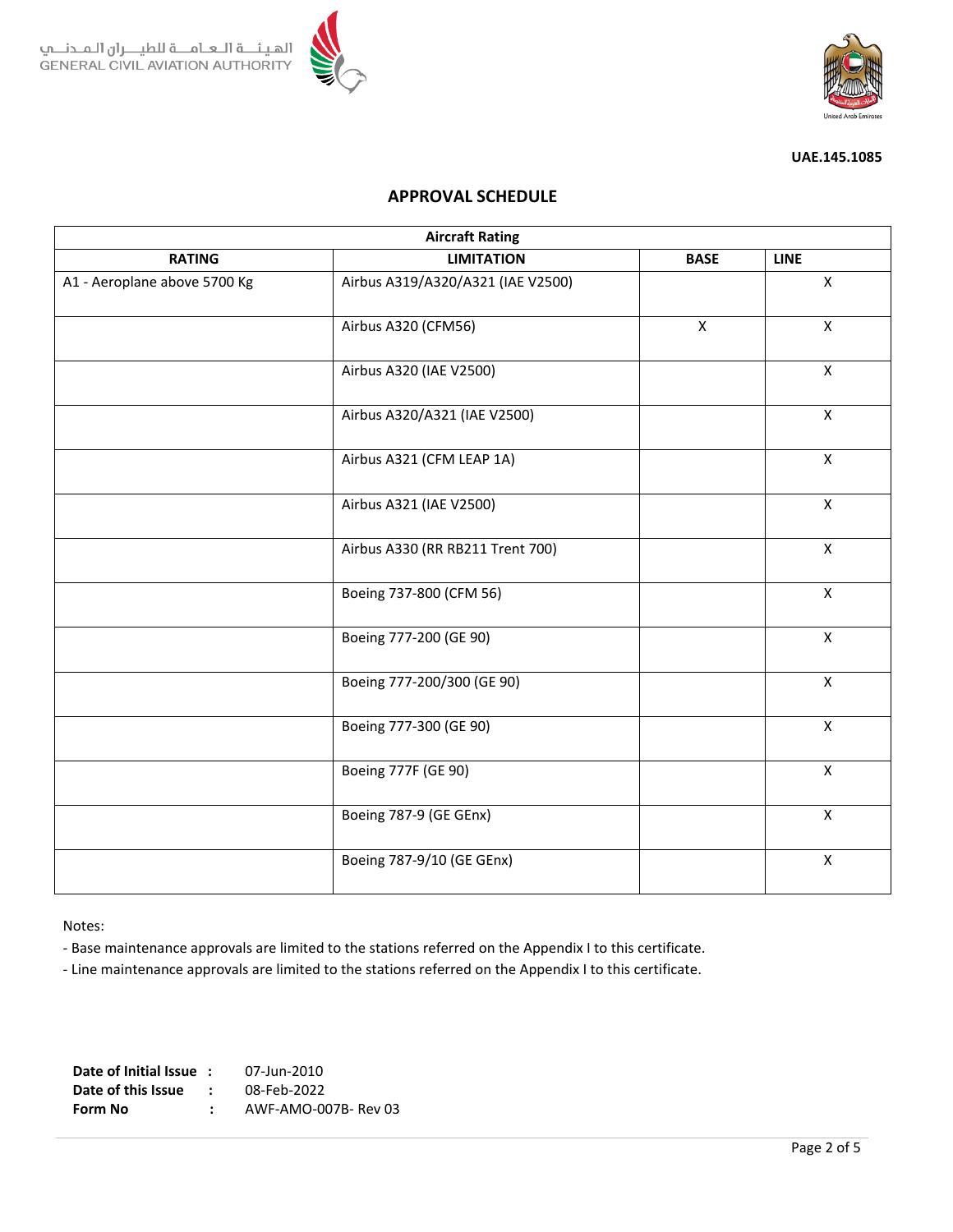الهيئـــة الـعــامـــة للطيـــران الـمـدنـــي
GENERAL CIVIL AVIATION AUTHORITY

**UAE.145.1085**

## APPROVAL SCHEDULE

| Aircraft Rating | | | |
|---|---|---|---|
| **RATING** | **LIMITATION** | **BASE** | **LINE** |
| A1 - Aeroplane above 5700 Kg | Airbus A319/A320/A321 (IAE V2500) | | X |
| | Airbus A320 (CFM56) | X | X |
| | Airbus A320 (IAE V2500) | | X |
| | Airbus A320/A321 (IAE V2500) | | X |
| | Airbus A321 (CFM LEAP 1A) | | X |
| | Airbus A321 (IAE V2500) | | X |
| | Airbus A330 (RR RB211 Trent 700) | | X |
| | Boeing 737-800 (CFM 56) | | X |
| | Boeing 777-200 (GE 90) | | X |
| | Boeing 777-200/300 (GE 90) | | X |
| | Boeing 777-300 (GE 90) | | X |
| | Boeing 777F (GE 90) | | X |
| | Boeing 787-9 (GE GEnx) | | X |
| | Boeing 787-9/10 (GE GEnx) | | X |

Notes:

- Base maintenance approvals are limited to the stations referred on the Appendix I to this certificate.
- Line maintenance approvals are limited to the stations referred on the Appendix I to this certificate.

**Date of Initial Issue :** 07-Jun-2010
**Date of this Issue :** 08-Feb-2022
**Form No :** AWF-AMO-007B- Rev 03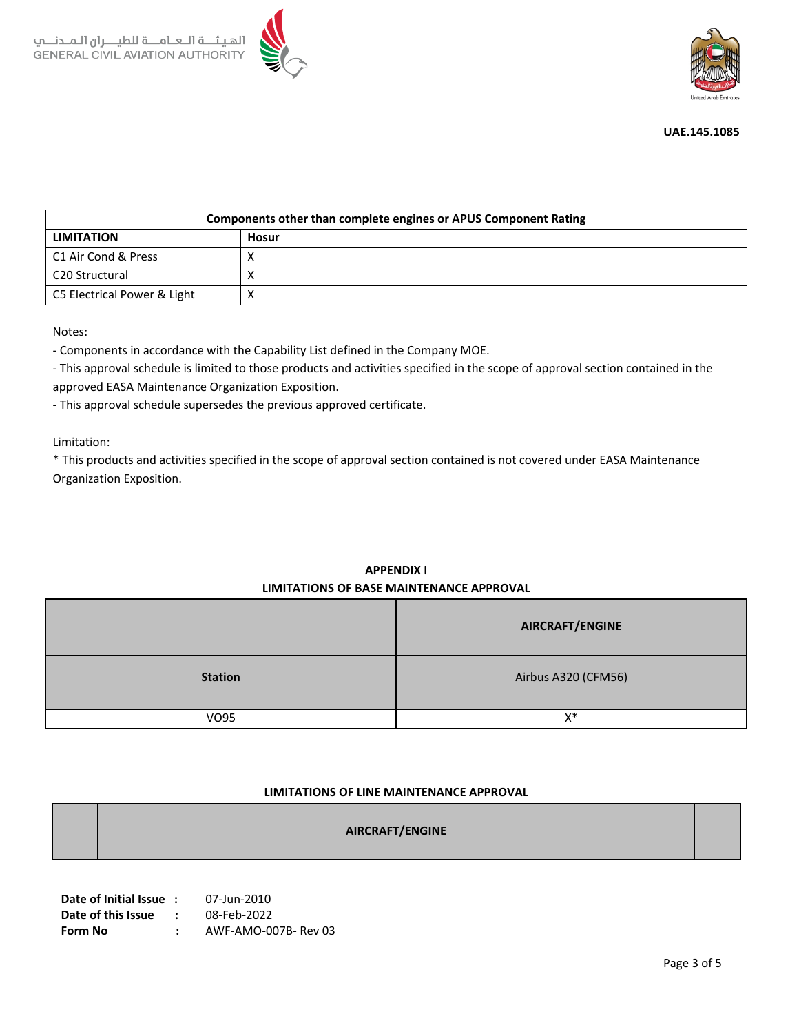الهيئة العامة للطيران المدني
GENERAL CIVIL AVIATION AUTHORITY

**UAE.145.1085**

| Components other than complete engines or APUS Component Rating | |
|---|---|
| **LIMITATION** | **Hosur** |
| C1 Air Cond & Press | X |
| C20 Structural | X |
| C5 Electrical Power & Light | X |

Notes:

- Components in accordance with the Capability List defined in the Company MOE.
- This approval schedule is limited to those products and activities specified in the scope of approval section contained in the approved EASA Maintenance Organization Exposition.
- This approval schedule supersedes the previous approved certificate.

Limitation:

* This products and activities specified in the scope of approval section contained is not covered under EASA Maintenance Organization Exposition.

**APPENDIX I**

**LIMITATIONS OF BASE MAINTENANCE APPROVAL**

| | **AIRCRAFT/ENGINE** |
|---|---|
| **Station** | Airbus A320 (CFM56) |
| VO95 | X* |

**LIMITATIONS OF LINE MAINTENANCE APPROVAL**

| | **AIRCRAFT/ENGINE** | |
|---|---|---|

**Date of Initial Issue** : 07-Jun-2010
**Date of this Issue** : 08-Feb-2022
**Form No** : AWF-AMO-007B- Rev 03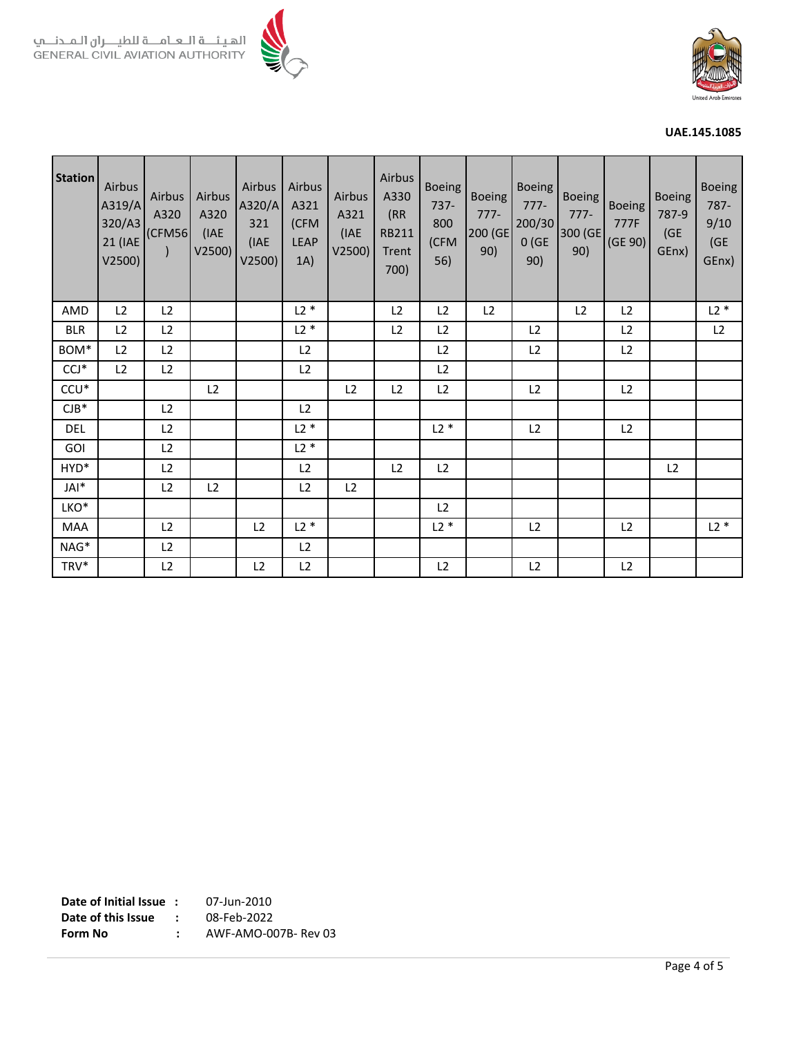UAE.145.1085

| Station | Airbus A319/A320/A321 (IAE V2500) | Airbus A320 (CFM56) | Airbus A320 (IAE V2500) | Airbus A320/A321 (IAE V2500) | Airbus A321 (CFM LEAP 1A) | Airbus A321 (IAE V2500) | Airbus A330 (RR RB211 Trent 700) | Boeing 737-800 (CFM 56) | Boeing 777-200 (GE 90) | Boeing 777-200/300 (GE 90) | Boeing 777-300 (GE 90) | Boeing 777F (GE 90) | Boeing 787-9 (GE GEnx) | Boeing 787-9/10 (GE GEnx) |
|---|---|---|---|---|---|---|---|---|---|---|---|---|---|---|
| AMD | L2 | L2 | | | L2 * | | L2 | L2 | L2 | | L2 | L2 | | L2 * |
| BLR | L2 | L2 | | | L2 * | | L2 | L2 | | L2 | | L2 | | L2 |
| BOM* | L2 | L2 | | | L2 | | | L2 | | L2 | | L2 | | |
| CCJ* | L2 | L2 | | | L2 | | | L2 | | | | | | |
| CCU* | | | L2 | | | L2 | L2 | L2 | | L2 | | L2 | | |
| CJB* | | L2 | | | L2 | | | | | | | | | |
| DEL | | L2 | | | L2 * | | | L2 * | | L2 | | L2 | | |
| GOI | | L2 | | | L2 * | | | | | | | | | |
| HYD* | | L2 | | | L2 | | L2 | L2 | | | | | L2 | |
| JAI* | | L2 | L2 | | L2 | L2 | | | | | | | | |
| LKO* | | | | | | | | L2 | | | | | | |
| MAA | | L2 | | L2 | L2 * | | | L2 * | | L2 | | L2 | | L2 * |
| NAG* | | L2 | | | L2 | | | | | | | | | |
| TRV* | | L2 | | L2 | L2 | | | L2 | | L2 | | L2 | | |

**Date of Initial Issue** : 07-Jun-2010
**Date of this Issue** : 08-Feb-2022
**Form No** : AWF-AMO-007B- Rev 03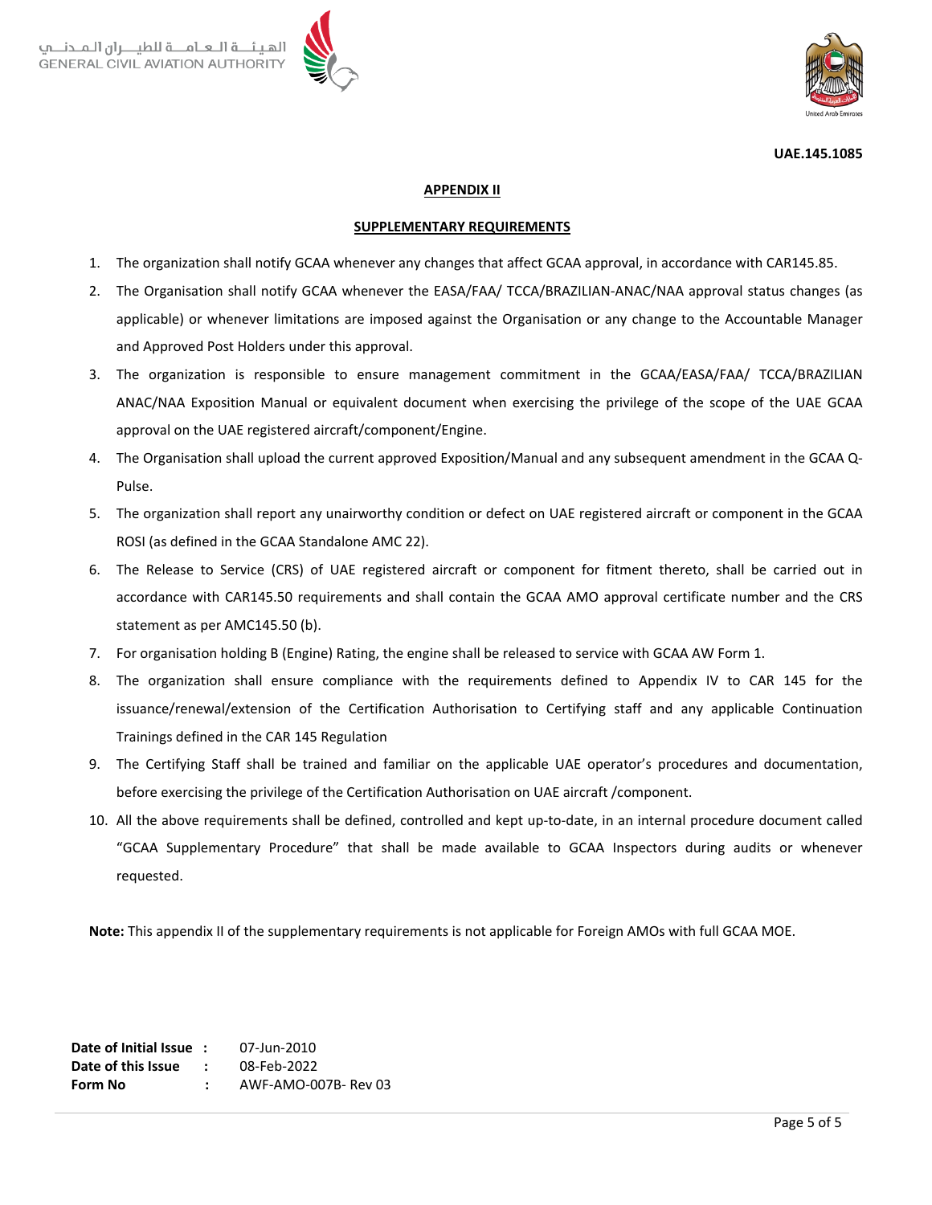UAE.145.1085

## APPENDIX II

## SUPPLEMENTARY REQUIREMENTS

1. The organization shall notify GCAA whenever any changes that affect GCAA approval, in accordance with CAR145.85.
2. The Organisation shall notify GCAA whenever the EASA/FAA/ TCCA/BRAZILIAN-ANAC/NAA approval status changes (as applicable) or whenever limitations are imposed against the Organisation or any change to the Accountable Manager and Approved Post Holders under this approval.
3. The organization is responsible to ensure management commitment in the GCAA/EASA/FAA/ TCCA/BRAZILIAN ANAC/NAA Exposition Manual or equivalent document when exercising the privilege of the scope of the UAE GCAA approval on the UAE registered aircraft/component/Engine.
4. The Organisation shall upload the current approved Exposition/Manual and any subsequent amendment in the GCAA Q-Pulse.
5. The organization shall report any unairworthy condition or defect on UAE registered aircraft or component in the GCAA ROSI (as defined in the GCAA Standalone AMC 22).
6. The Release to Service (CRS) of UAE registered aircraft or component for fitment thereto, shall be carried out in accordance with CAR145.50 requirements and shall contain the GCAA AMO approval certificate number and the CRS statement as per AMC145.50 (b).
7. For organisation holding B (Engine) Rating, the engine shall be released to service with GCAA AW Form 1.
8. The organization shall ensure compliance with the requirements defined to Appendix IV to CAR 145 for the issuance/renewal/extension of the Certification Authorisation to Certifying staff and any applicable Continuation Trainings defined in the CAR 145 Regulation
9. The Certifying Staff shall be trained and familiar on the applicable UAE operator's procedures and documentation, before exercising the privilege of the Certification Authorisation on UAE aircraft /component.
10. All the above requirements shall be defined, controlled and kept up-to-date, in an internal procedure document called "GCAA Supplementary Procedure" that shall be made available to GCAA Inspectors during audits or whenever requested.

**Note:** This appendix II of the supplementary requirements is not applicable for Foreign AMOs with full GCAA MOE.

**Date of Initial Issue :** 07-Jun-2010
**Date of this Issue :** 08-Feb-2022
**Form No :** AWF-AMO-007B- Rev 03